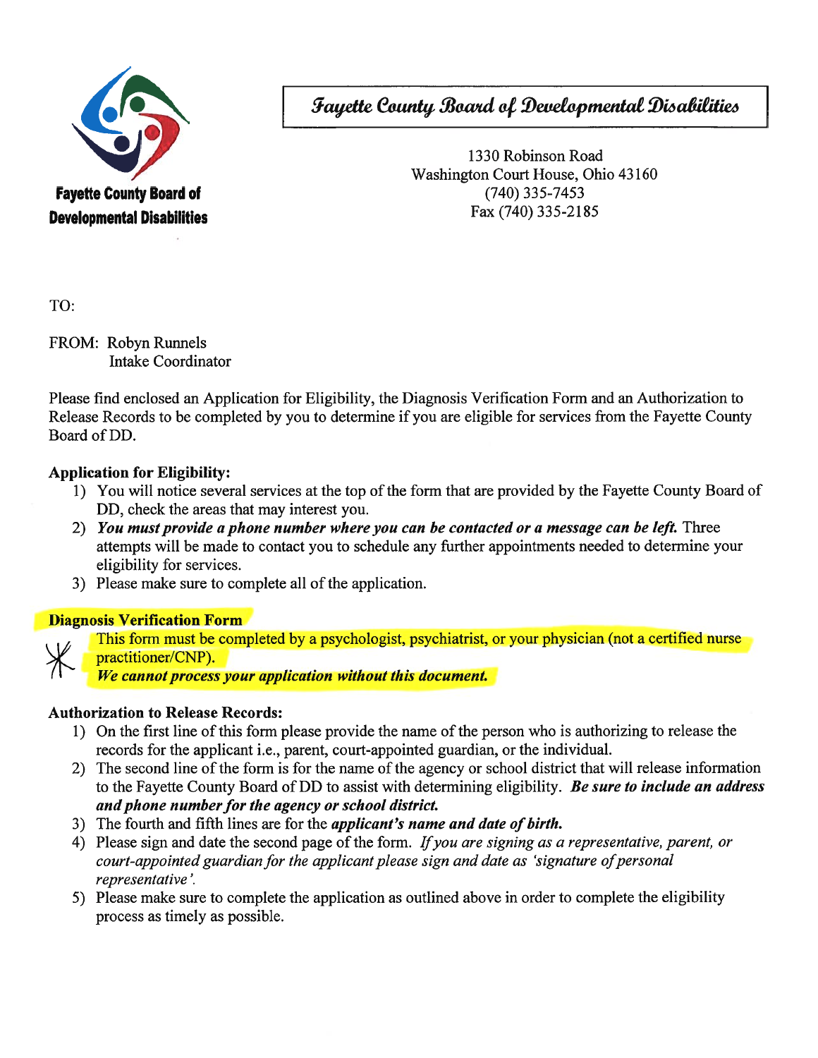**Fayette County Board of Developmental Disabilities**

# Fayette County Board of Developmental Disabilities

1330 Robinson Road
Washington Court House, Ohio 43160
(740) 335-7453
Fax (740) 335-2185

TO:

FROM: Robyn Runnels
Intake Coordinator

Please find enclosed an Application for Eligibility, the Diagnosis Verification Form and an Authorization to Release Records to be completed by you to determine if you are eligible for services from the Fayette County Board of DD.

**Application for Eligibility:**

1) You will notice several services at the top of the form that are provided by the Fayette County Board of DD, check the areas that may interest you.
2) ***You must provide a phone number where you can be contacted or a message can be left.*** Three attempts will be made to contact you to schedule any further appointments needed to determine your eligibility for services.
3) Please make sure to complete all of the application.

**Diagnosis Verification Form**

This form must be completed by a psychologist, psychiatrist, or your physician (not a certified nurse practitioner/CNP).
***We cannot process your application without this document.***

**Authorization to Release Records:**

1) On the first line of this form please provide the name of the person who is authorizing to release the records for the applicant i.e., parent, court-appointed guardian, or the individual.
2) The second line of the form is for the name of the agency or school district that will release information to the Fayette County Board of DD to assist with determining eligibility. ***Be sure to include an address and phone number for the agency or school district.***
3) The fourth and fifth lines are for the ***applicant's name and date of birth.***
4) Please sign and date the second page of the form. *If you are signing as a representative, parent, or court-appointed guardian for the applicant please sign and date as 'signature of personal representative'.*
5) Please make sure to complete the application as outlined above in order to complete the eligibility process as timely as possible.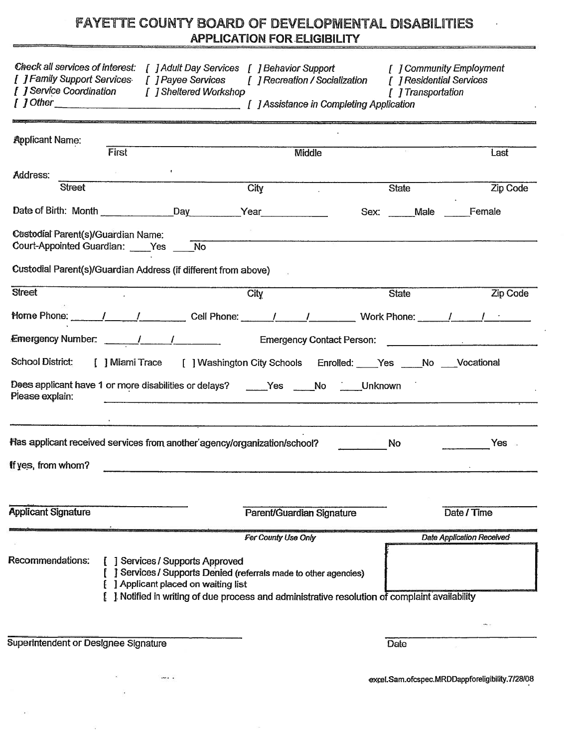# FAYETTE COUNTY BOARD OF DEVELOPMENTAL DISABILITIES

## APPLICATION FOR ELIGIBILITY

*Check all services of interest:* *[ ] Adult Day Services* *[ ] Behavior Support* *[ ] Community Employment*
*[ ] Family Support Services* *[ ] Payee Services* *[ ] Recreation / Socialization* *[ ] Residential Services*
*[ ] Service Coordination* *[ ] Sheltered Workshop* *[ ] Transportation*
*[ ] Other* ______________________________ *[ ] Assistance in Completing Application*

---

Applicant Name: ____________________________________________________________
First Middle Last

Address: ____________________________________________________________
Street City State Zip Code

Date of Birth: Month ____________ Day ________ Year ____________ Sex: _____Male _____Female

Custodial Parent(s)/Guardian Name: ____________________________________________
Court-Appointed Guardian: ____Yes ____No

Custodial Parent(s)/Guardian Address (if different from above)

____________________________________________________________
Street City State Zip Code

Home Phone: _____/_____/________ Cell Phone: _____/_____/________ Work Phone: _____/_____/________

Emergency Number: _____/_____/________ Emergency Contact Person: ____________________

School District: [ ] Miami Trace [ ] Washington City Schools Enrolled: ____Yes ____No ___Vocational

Does applicant have 1 or more disabilities or delays? ____Yes ____No ____Unknown
Please explain: ____________________________________________________________

____________________________________________________________

Has applicant received services from another agency/organization/school? ________ No ________ Yes

If yes, from whom? ____________________________________________________________

____________________ ____________________ ____________
**Applicant Signature** Parent/Guardian Signature Date / Time

---

*For County Use Only* *Date Application Received*

Recommendations: [ ] Services / Supports Approved
[ ] Services / Supports Denied (referrals made to other agencies)
[ ] Applicant placed on waiting list
[ ] Notified in writing of due process and administrative resolution of complaint availability

____________________________ ____________
Superintendent or Designee Signature Date

excel.Sam.ofcspec.MRDDappforeligibility.7/28/08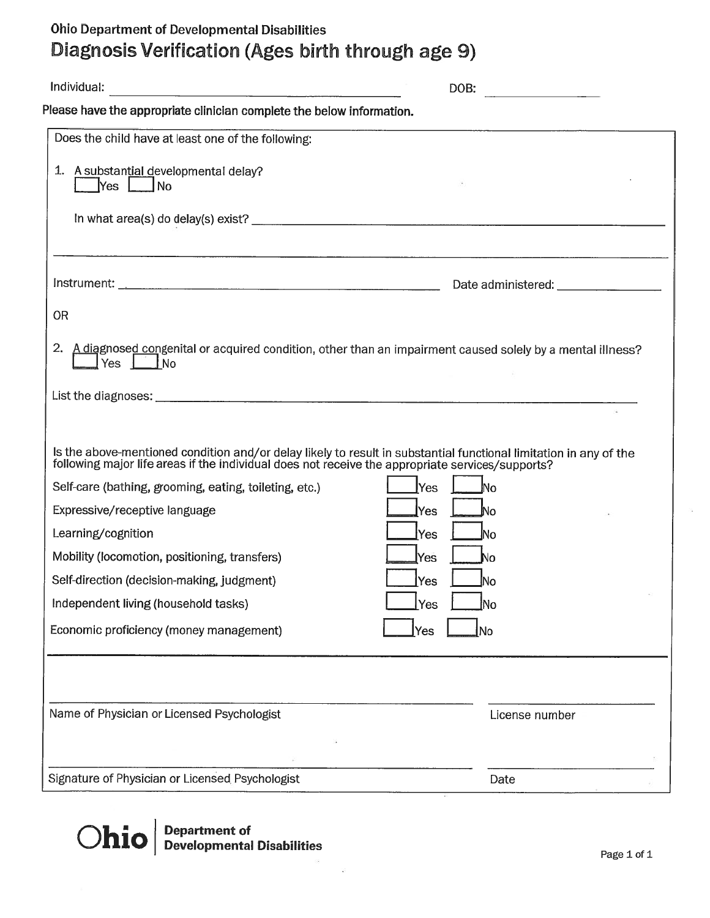Ohio Department of Developmental Disabilities

# Diagnosis Verification (Ages birth through age 9)

Individual: ______________________________ DOB: ______________

**Please have the appropriate clinician complete the below information.**

Does the child have at least one of the following:

1. A substantial developmental delay?
   ☐ Yes ☐ No

   In what area(s) do delay(s) exist? ____________________________________________

   ________________________________________________________________________

Instrument: ______________________________ Date administered: ______________

OR

2. A diagnosed congenital or acquired condition, other than an impairment caused solely by a mental illness?
   ☐ Yes ☐ No

List the diagnoses: ____________________________________________________________

Is the above-mentioned condition and/or delay likely to result in substantial functional limitation in any of the following major life areas if the individual does not receive the appropriate services/supports?

| Major life area | Yes | No |
|---|---|---|
| Self-care (bathing, grooming, eating, toileting, etc.) | ☐ Yes | ☐ No |
| Expressive/receptive language | ☐ Yes | ☐ No |
| Learning/cognition | ☐ Yes | ☐ No |
| Mobility (locomotion, positioning, transfers) | ☐ Yes | ☐ No |
| Self-direction (decision-making, judgment) | ☐ Yes | ☐ No |
| Independent living (household tasks) | ☐ Yes | ☐ No |
| Economic proficiency (money management) | ☐ Yes | ☐ No |

______________________________________ ______________________

Name of Physician or Licensed Psychologist License number

______________________________________ ______________________

Signature of Physician or Licensed Psychologist Date

**Ohio** | **Department of Developmental Disabilities**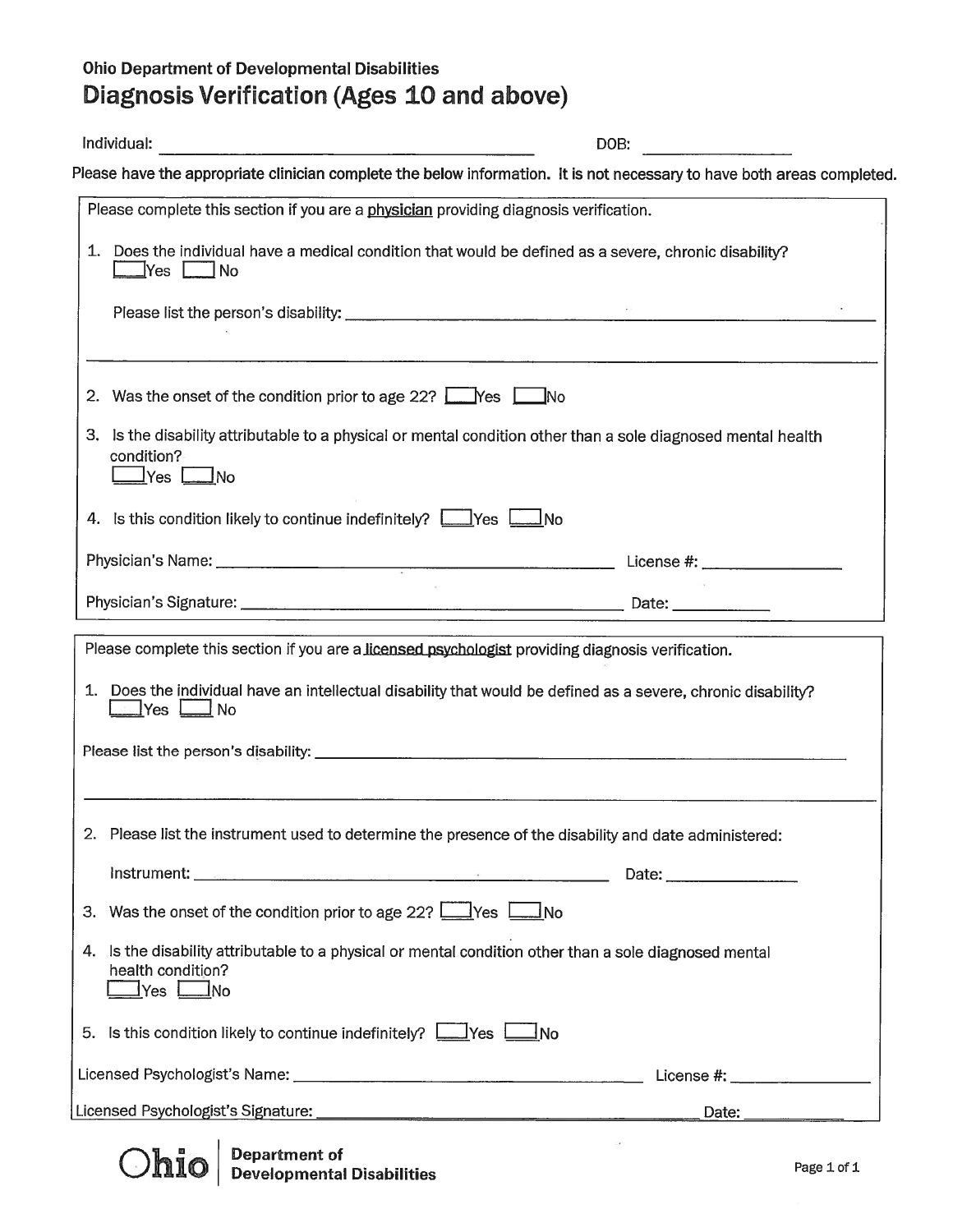Ohio Department of Developmental Disabilities

# Diagnosis Verification (Ages 10 and above)

Individual: ______________________________ DOB: ______________

Please have the appropriate clinician complete the below information. It is not necessary to have both areas completed.

---

Please complete this section if you are a <u>physician</u> providing diagnosis verification.

1. Does the individual have a medical condition that would be defined as a severe, chronic disability?
   ☐ Yes ☐ No

   Please list the person's disability: ______________________________

   ______________________________

2. Was the onset of the condition prior to age 22? ☐ Yes ☐ No

3. Is the disability attributable to a physical or mental condition other than a sole diagnosed mental health condition?
   ☐ Yes ☐ No

4. Is this condition likely to continue indefinitely? ☐ Yes ☐ No

Physician's Name: ______________________________ License #: ______________

Physician's Signature: ______________________________ Date: ____________

---

Please complete this section if you are a <u>licensed psychologist</u> providing diagnosis verification.

1. Does the individual have an intellectual disability that would be defined as a severe, chronic disability?
   ☐ Yes ☐ No

Please list the person's disability: ______________________________

______________________________

2. Please list the instrument used to determine the presence of the disability and date administered:

   Instrument: ______________________________ Date: ______________

3. Was the onset of the condition prior to age 22? ☐ Yes ☐ No

4. Is the disability attributable to a physical or mental condition other than a sole diagnosed mental health condition?
   ☐ Yes ☐ No

5. Is this condition likely to continue indefinitely? ☐ Yes ☐ No

Licensed Psychologist's Name: ______________________________ License #: ______________

Licensed Psychologist's Signature: ______________________________ Date: ____________

Ohio | Department of Developmental Disabilities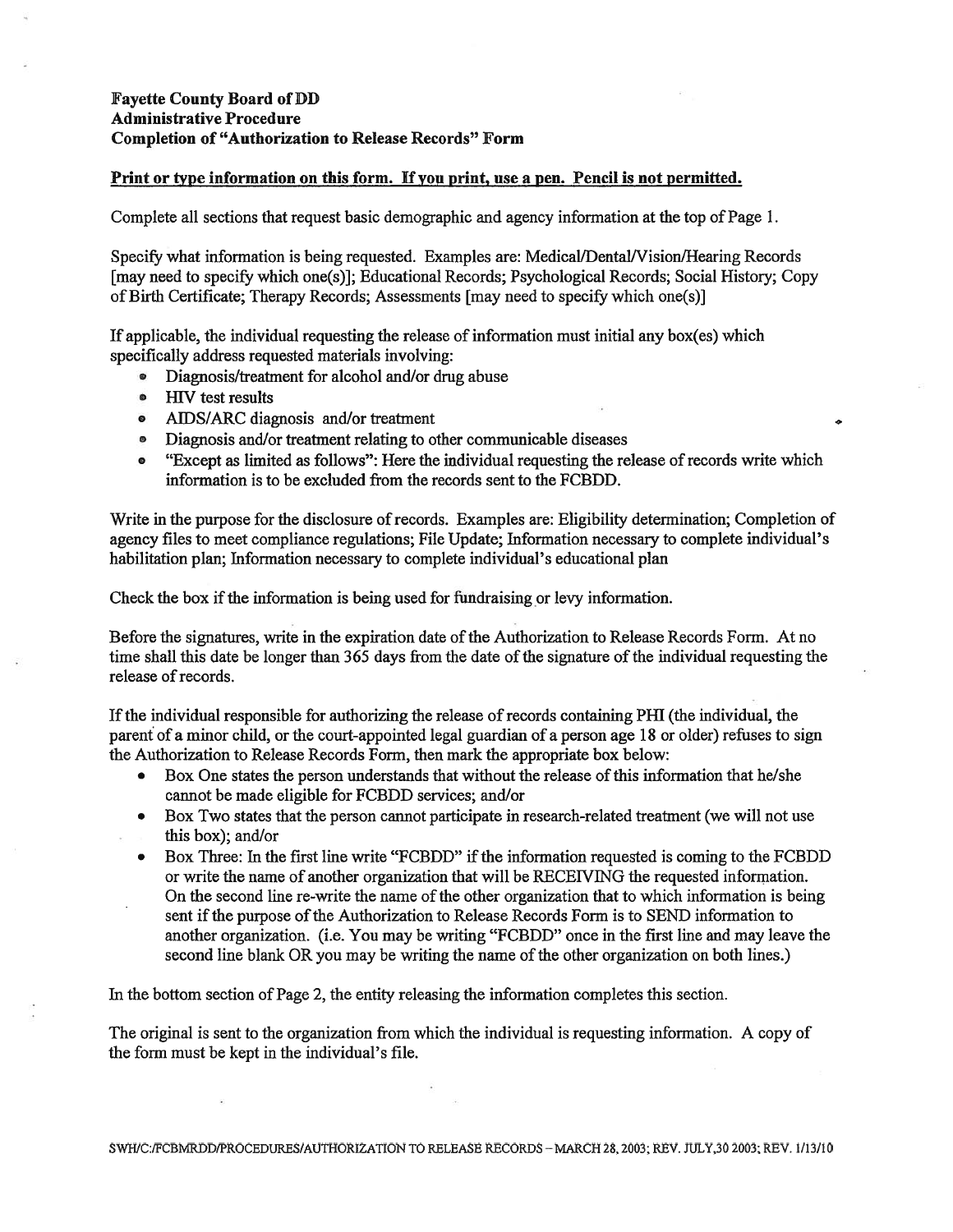**Fayette County Board of DD**
**Administrative Procedure**
**Completion of "Authorization to Release Records" Form**

**Print or type information on this form. If you print, use a pen. Pencil is not permitted.**

Complete all sections that request basic demographic and agency information at the top of Page 1.

Specify what information is being requested. Examples are: Medical/Dental/Vision/Hearing Records [may need to specify which one(s)]; Educational Records; Psychological Records; Social History; Copy of Birth Certificate; Therapy Records; Assessments [may need to specify which one(s)]

If applicable, the individual requesting the release of information must initial any box(es) which specifically address requested materials involving:

- Diagnosis/treatment for alcohol and/or drug abuse
- HIV test results
- AIDS/ARC diagnosis and/or treatment
- Diagnosis and/or treatment relating to other communicable diseases
- "Except as limited as follows": Here the individual requesting the release of records write which information is to be excluded from the records sent to the FCBDD.

Write in the purpose for the disclosure of records. Examples are: Eligibility determination; Completion of agency files to meet compliance regulations; File Update; Information necessary to complete individual's habilitation plan; Information necessary to complete individual's educational plan

Check the box if the information is being used for fundraising or levy information.

Before the signatures, write in the expiration date of the Authorization to Release Records Form. At no time shall this date be longer than 365 days from the date of the signature of the individual requesting the release of records.

If the individual responsible for authorizing the release of records containing PHI (the individual, the parent of a minor child, or the court-appointed legal guardian of a person age 18 or older) refuses to sign the Authorization to Release Records Form, then mark the appropriate box below:

- Box One states the person understands that without the release of this information that he/she cannot be made eligible for FCBDD services; and/or
- Box Two states that the person cannot participate in research-related treatment (we will not use this box); and/or
- Box Three: In the first line write "FCBDD" if the information requested is coming to the FCBDD or write the name of another organization that will be RECEIVING the requested information. On the second line re-write the name of the other organization that to which information is being sent if the purpose of the Authorization to Release Records Form is to SEND information to another organization. (i.e. You may be writing "FCBDD" once in the first line and may leave the second line blank OR you may be writing the name of the other organization on both lines.)

In the bottom section of Page 2, the entity releasing the information completes this section.

The original is sent to the organization from which the individual is requesting information. A copy of the form must be kept in the individual's file.

SWH/C:/FCBMRDD/PROCEDURES/AUTHORIZATION TO RELEASE RECORDS – MARCH 28, 2003; REV. JULY,30 2003; REV. 1/13/10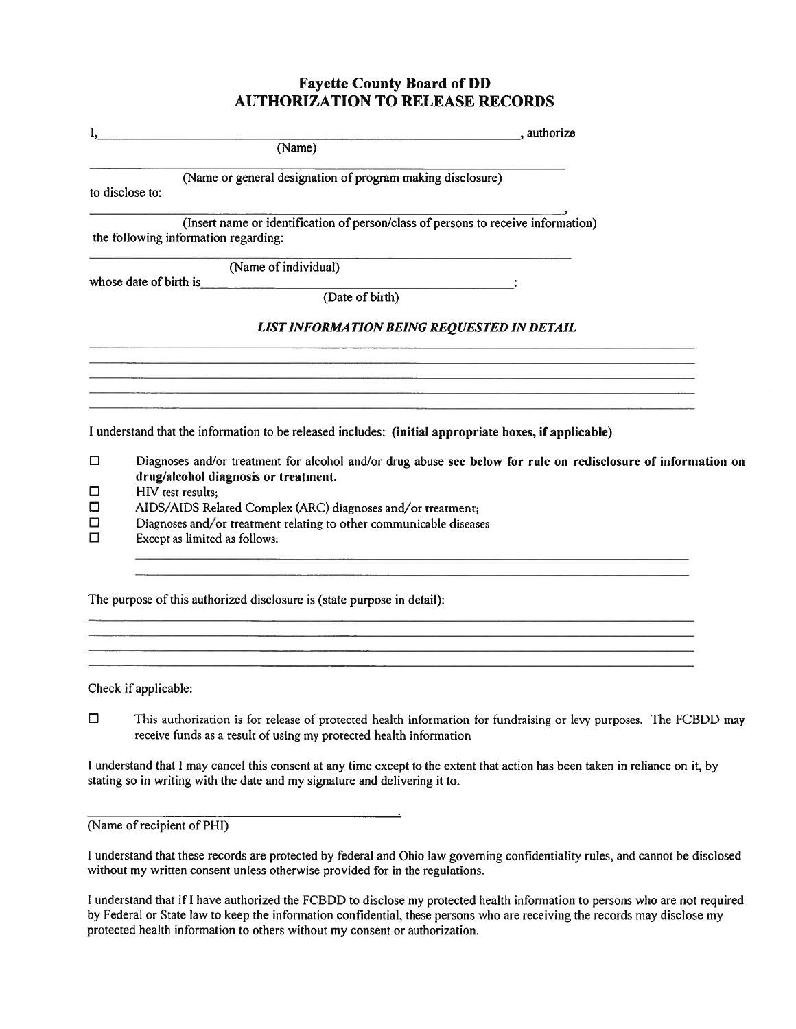# Fayette County Board of DD
# AUTHORIZATION TO RELEASE RECORDS

I, ______________________________________________________________, authorize
(Name)

______________________________________________________________
(Name or general designation of program making disclosure)

to disclose to:

______________________________________________________________,
(Insert name or identification of person/class of persons to receive information)

the following information regarding:

______________________________________________________________
(Name of individual)

whose date of birth is ______________________________________:
(Date of birth)

***LIST INFORMATION BEING REQUESTED IN DETAIL***

______________________________________________________________

______________________________________________________________

______________________________________________________________

______________________________________________________________

______________________________________________________________

I understand that the information to be released includes: **(initial appropriate boxes, if applicable)**

- ☐ Diagnoses and/or treatment for alcohol and/or drug abuse **see below for rule on redisclosure of information on drug/alcohol diagnosis or treatment.**
- ☐ HIV test results;
- ☐ AIDS/AIDS Related Complex (ARC) diagnoses and/or treatment;
- ☐ Diagnoses and/or treatment relating to other communicable diseases
- ☐ Except as limited as follows:

  ______________________________________________________________

  ______________________________________________________________

The purpose of this authorized disclosure is (state purpose in detail):

______________________________________________________________

______________________________________________________________

______________________________________________________________

______________________________________________________________

Check if applicable:

- ☐ This authorization is for release of protected health information for fundraising or levy purposes. The FCBDD may receive funds as a result of using my protected health information

I understand that I may cancel this consent at any time except to the extent that action has been taken in reliance on it, by stating so in writing with the date and my signature and delivering it to.

______________________________________.
(Name of recipient of PHI)

I understand that these records are protected by federal and Ohio law governing confidentiality rules, and cannot be disclosed without my written consent unless otherwise provided for in the regulations.

I understand that if I have authorized the FCBDD to disclose my protected health information to persons who are not required by Federal or State law to keep the information confidential, these persons who are receiving the records may disclose my protected health information to others without my consent or authorization.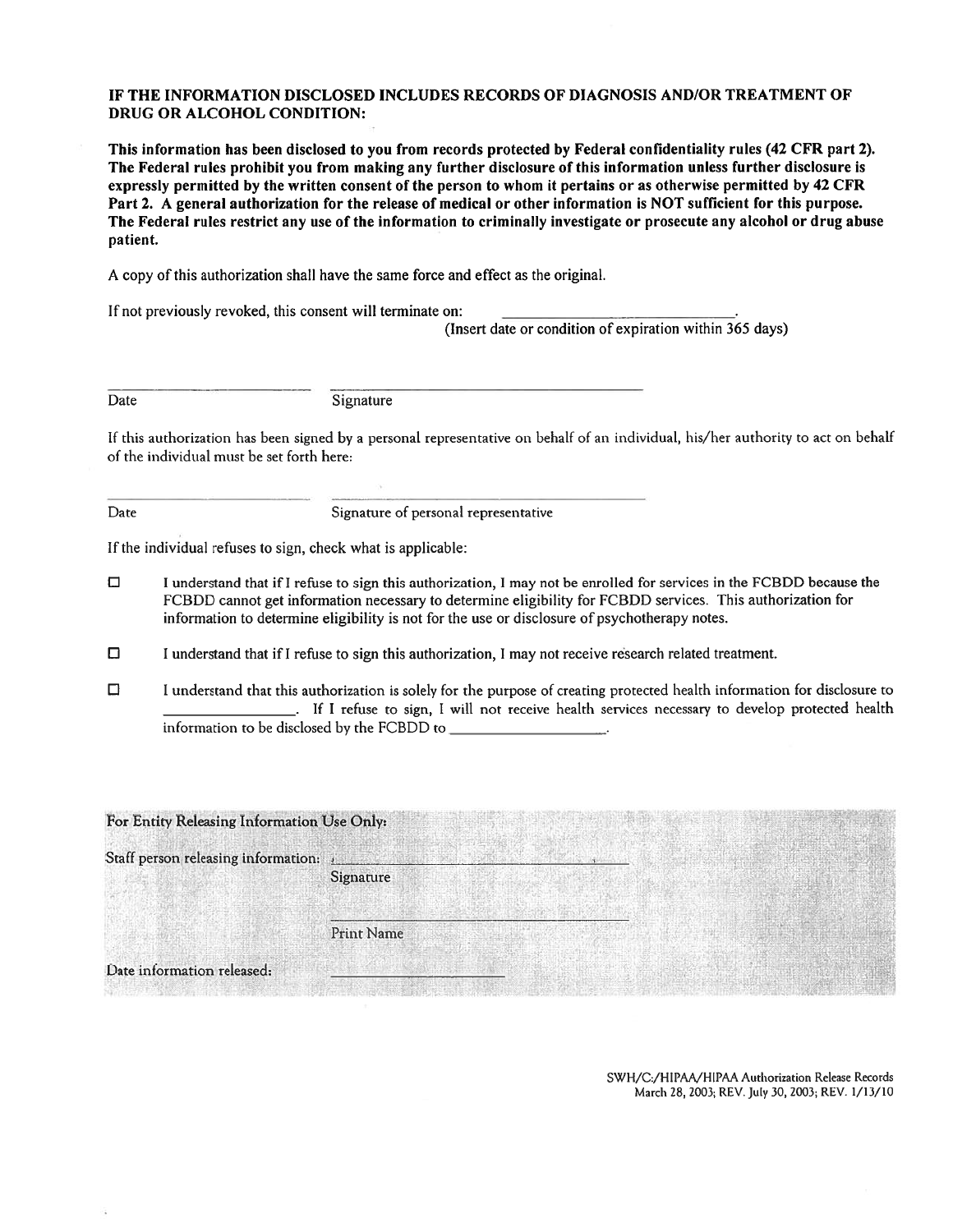**IF THE INFORMATION DISCLOSED INCLUDES RECORDS OF DIAGNOSIS AND/OR TREATMENT OF DRUG OR ALCOHOL CONDITION:**

**This information has been disclosed to you from records protected by Federal confidentiality rules (42 CFR part 2). The Federal rules prohibit you from making any further disclosure of this information unless further disclosure is expressly permitted by the written consent of the person to whom it pertains or as otherwise permitted by 42 CFR Part 2. A general authorization for the release of medical or other information is NOT sufficient for this purpose. The Federal rules restrict any use of the information to criminally investigate or prosecute any alcohol or drug abuse patient.**

A copy of this authorization shall have the same force and effect as the original.

If not previously revoked, this consent will terminate on: ______________________________.
(Insert date or condition of expiration within 365 days)

______________________ ______________________________________
Date Signature

If this authorization has been signed by a personal representative on behalf of an individual, his/her authority to act on behalf of the individual must be set forth here:

______________________ ______________________________________
Date Signature of personal representative

If the individual refuses to sign, check what is applicable:

- ☐ I understand that if I refuse to sign this authorization, I may not be enrolled for services in the FCBDD because the FCBDD cannot get information necessary to determine eligibility for FCBDD services. This authorization for information to determine eligibility is not for the use or disclosure of psychotherapy notes.
- ☐ I understand that if I refuse to sign this authorization, I may not receive research related treatment.
- ☐ I understand that this authorization is solely for the purpose of creating protected health information for disclosure to ________________. If I refuse to sign, I will not receive health services necessary to develop protected health information to be disclosed by the FCBDD to ____________________.

**For Entity Releasing Information Use Only:**

Staff person releasing information: ______________________________________
Signature

______________________________________
Print Name

Date information released: ______________________

SWH/C:/HIPAA/HIPAA Authorization Release Records
March 28, 2003; REV. July 30, 2003; REV. 1/13/10